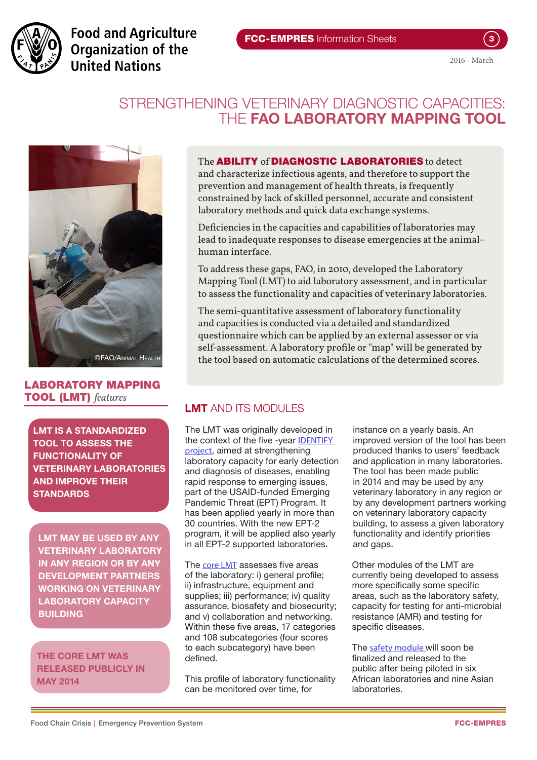Food and Agriculture Organization of the United Nations

**FCC-EMPRES** Information Sheets

2016 - March

# STRENGTHENING VETERINARY DIAGNOSTIC CAPACITIES: THE **FAO LABORATORY MAPPING TOOL**

The **ABILITY** of **DIAGNOSTIC LABORATORIES** to detect and characterize infectious agents, and therefore to support the prevention and management of health threats, is frequently constrained by lack of skilled personnel, accurate and consistent laboratory methods and quick data exchange systems.

Deficiencies in the capacities and capabilities of laboratories may lead to inadequate responses to disease emergencies at the animal–human interface.

To address these gaps, FAO, in 2010, developed the Laboratory Mapping Tool (LMT) to aid laboratory assessment, and in particular to assess the functionality and capacities of veterinary laboratories.

The semi-quantitative assessment of laboratory functionality and capacities is conducted via a detailed and standardized questionnaire which can be applied by an external assessor or via self-assessment. A laboratory profile or "map" will be generated by the tool based on automatic calculations of the determined scores.

©FAO/Animal Health

## LABORATORY MAPPING TOOL (LMT) *features*

**LMT IS A STANDARDIZED TOOL TO ASSESS THE FUNCTIONALITY OF VETERINARY LABORATORIES AND IMPROVE THEIR STANDARDS**

**LMT MAY BE USED BY ANY VETERINARY LABORATORY IN ANY REGION OR BY ANY DEVELOPMENT PARTNERS WORKING ON VETERINARY LABORATORY CAPACITY BUILDING**

**THE CORE LMT WAS RELEASED PUBLICLY IN MAY 2014**

## **LMT** AND ITS MODULES

The LMT was originally developed in the context of the five -year IDENTIFY project, aimed at strengthening laboratory capacity for early detection and diagnosis of diseases, enabling rapid response to emerging issues, part of the USAID-funded Emerging Pandemic Threat (EPT) Program. It has been applied yearly in more than 30 countries. With the new EPT-2 program, it will be applied also yearly in all EPT-2 supported laboratories.

The core LMT assesses five areas of the laboratory: i) general profile; ii) infrastructure, equipment and supplies; iii) performance; iv) quality assurance, biosafety and biosecurity; and v) collaboration and networking. Within these five areas, 17 categories and 108 subcategories (four scores to each subcategory) have been defined.

This profile of laboratory functionality can be monitored over time, for instance on a yearly basis. An improved version of the tool has been produced thanks to users' feedback and application in many laboratories. The tool has been made public in 2014 and may be used by any veterinary laboratory in any region or by any development partners working on veterinary laboratory capacity building, to assess a given laboratory functionality and identify priorities and gaps.

Other modules of the LMT are currently being developed to assess more specifically some specific areas, such as the laboratory safety, capacity for testing for anti-microbial resistance (AMR) and testing for specific diseases.

The safety module will soon be finalized and released to the public after being piloted in six African laboratories and nine Asian laboratories.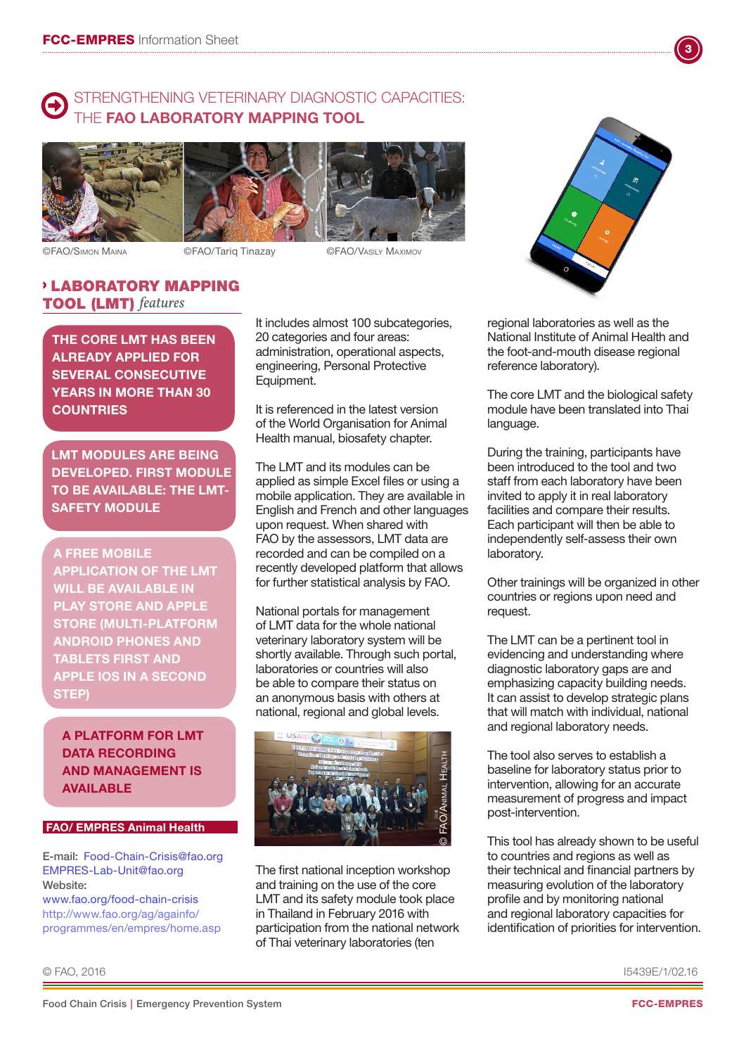# STRENGTHENING VETERINARY DIAGNOSTIC CAPACITIES: THE **FAO LABORATORY MAPPING TOOL**

©FAO/Simon Maina ©FAO/Tariq Tinazay ©FAO/Vasily Maximov

## › LABORATORY MAPPING TOOL (LMT) *features*

**THE CORE LMT HAS BEEN ALREADY APPLIED FOR SEVERAL CONSECUTIVE YEARS IN MORE THAN 30 COUNTRIES**

**LMT MODULES ARE BEING DEVELOPED. FIRST MODULE TO BE AVAILABLE: THE LMT-SAFETY MODULE**

**A FREE MOBILE APPLICATION OF THE LMT WILL BE AVAILABLE IN PLAY STORE AND APPLE STORE (MULTI-PLATFORM ANDROID PHONES AND TABLETS FIRST AND APPLE IOS IN A SECOND STEP)**

**A PLATFORM FOR LMT DATA RECORDING AND MANAGEMENT IS AVAILABLE**

**FAO/ EMPRES Animal Health**

E-mail: Food-Chain-Crisis@fao.org
EMPRES-Lab-Unit@fao.org
Website:
www.fao.org/food-chain-crisis
http://www.fao.org/ag/againfo/programmes/en/empres/home.asp

It includes almost 100 subcategories, 20 categories and four areas: administration, operational aspects, engineering, Personal Protective Equipment.

It is referenced in the latest version of the World Organisation for Animal Health manual, biosafety chapter.

The LMT and its modules can be applied as simple Excel files or using a mobile application. They are available in English and French and other languages upon request. When shared with FAO by the assessors, LMT data are recorded and can be compiled on a recently developed platform that allows for further statistical analysis by FAO.

National portals for management of LMT data for the whole national veterinary laboratory system will be shortly available. Through such portal, laboratories or countries will also be able to compare their status on an anonymous basis with others at national, regional and global levels.

© FAO/Animal Health

The first national inception workshop and training on the use of the core LMT and its safety module took place in Thailand in February 2016 with participation from the national network of Thai veterinary laboratories (ten regional laboratories as well as the National Institute of Animal Health and the foot-and-mouth disease regional reference laboratory).

The core LMT and the biological safety module have been translated into Thai language.

During the training, participants have been introduced to the tool and two staff from each laboratory have been invited to apply it in real laboratory facilities and compare their results. Each participant will then be able to independently self-assess their own laboratory.

Other trainings will be organized in other countries or regions upon need and request.

The LMT can be a pertinent tool in evidencing and understanding where diagnostic laboratory gaps are and emphasizing capacity building needs. It can assist to develop strategic plans that will match with individual, national and regional laboratory needs.

The tool also serves to establish a baseline for laboratory status prior to intervention, allowing for an accurate measurement of progress and impact post-intervention.

This tool has already shown to be useful to countries and regions as well as their technical and financial partners by measuring evolution of the laboratory profile and by monitoring national and regional laboratory capacities for identification of priorities for intervention.

© FAO, 2016

I5439E/1/02.16